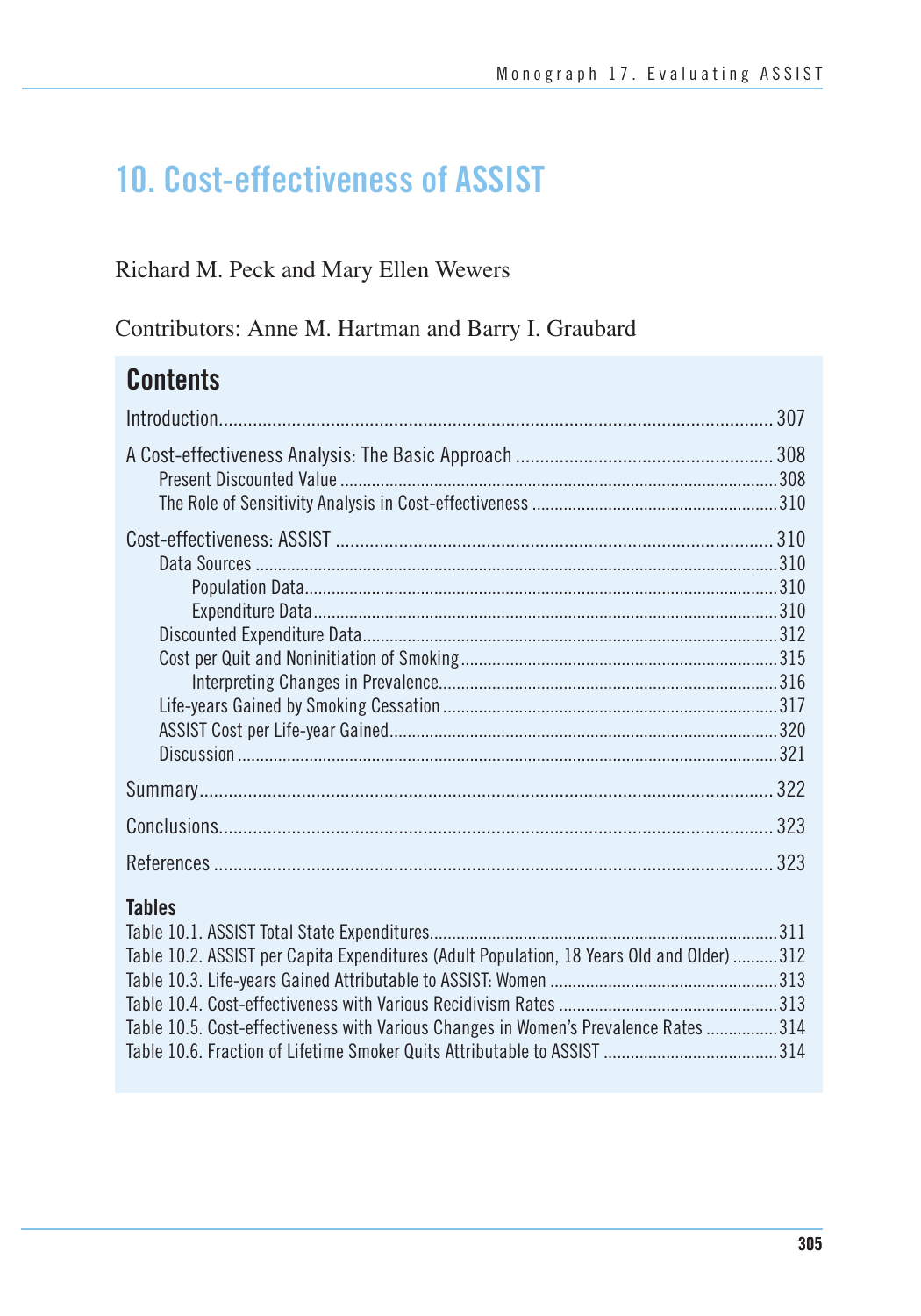# 10. Cost-effectiveness of ASSIST

Richard M. Peck and Mary Ellen Wewers

Contributors: Anne M. Hartman and Barry I. Graubard

## Contents

Introduction .......... 307

A Cost-effectiveness Analysis: The Basic Approach .......... 308
- Present Discounted Value .......... 308
- The Role of Sensitivity Analysis in Cost-effectiveness .......... 310

Cost-effectiveness: ASSIST .......... 310
- Data Sources .......... 310
  - Population Data .......... 310
  - Expenditure Data .......... 310
- Discounted Expenditure Data .......... 312
- Cost per Quit and Noninitiation of Smoking .......... 315
  - Interpreting Changes in Prevalence .......... 316
- Life-years Gained by Smoking Cessation .......... 317
- ASSIST Cost per Life-year Gained .......... 320
- Discussion .......... 321

Summary .......... 322

Conclusions .......... 323

References .......... 323

### Tables

Table 10.1. ASSIST Total State Expenditures .......... 311
Table 10.2. ASSIST per Capita Expenditures (Adult Population, 18 Years Old and Older) .......... 312
Table 10.3. Life-years Gained Attributable to ASSIST: Women .......... 313
Table 10.4. Cost-effectiveness with Various Recidivism Rates .......... 313
Table 10.5. Cost-effectiveness with Various Changes in Women's Prevalence Rates .......... 314
Table 10.6. Fraction of Lifetime Smoker Quits Attributable to ASSIST .......... 314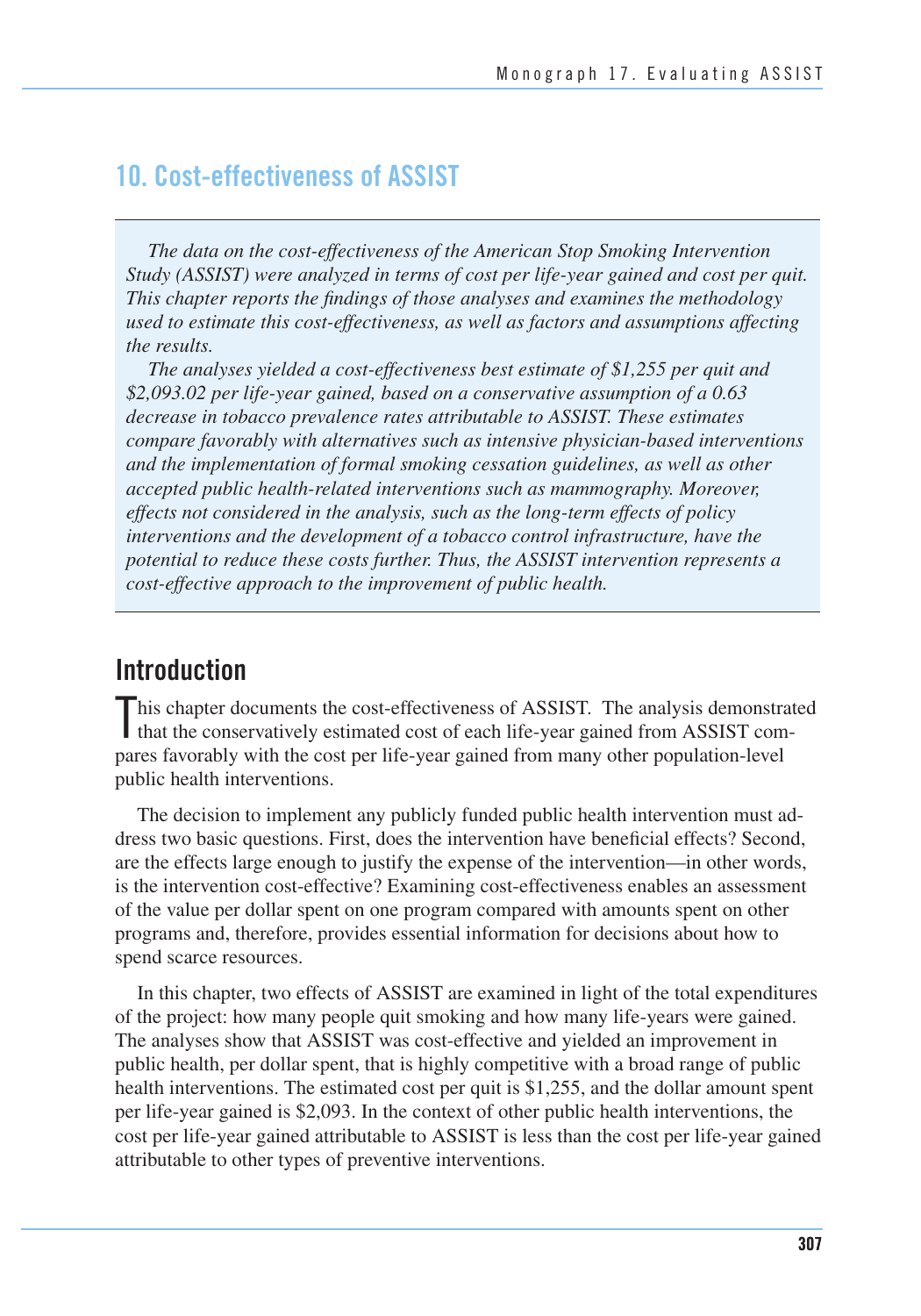# 10. Cost-effectiveness of ASSIST

*The data on the cost-effectiveness of the American Stop Smoking Intervention Study (ASSIST) were analyzed in terms of cost per life-year gained and cost per quit. This chapter reports the findings of those analyses and examines the methodology used to estimate this cost-effectiveness, as well as factors and assumptions affecting the results.*

*The analyses yielded a cost-effectiveness best estimate of $1,255 per quit and $2,093.02 per life-year gained, based on a conservative assumption of a 0.63 decrease in tobacco prevalence rates attributable to ASSIST. These estimates compare favorably with alternatives such as intensive physician-based interventions and the implementation of formal smoking cessation guidelines, as well as other accepted public health-related interventions such as mammography. Moreover, effects not considered in the analysis, such as the long-term effects of policy interventions and the development of a tobacco control infrastructure, have the potential to reduce these costs further. Thus, the ASSIST intervention represents a cost-effective approach to the improvement of public health.*

## Introduction

This chapter documents the cost-effectiveness of ASSIST. The analysis demonstrated that the conservatively estimated cost of each life-year gained from ASSIST compares favorably with the cost per life-year gained from many other population-level public health interventions.

The decision to implement any publicly funded public health intervention must address two basic questions. First, does the intervention have beneficial effects? Second, are the effects large enough to justify the expense of the intervention—in other words, is the intervention cost-effective? Examining cost-effectiveness enables an assessment of the value per dollar spent on one program compared with amounts spent on other programs and, therefore, provides essential information for decisions about how to spend scarce resources.

In this chapter, two effects of ASSIST are examined in light of the total expenditures of the project: how many people quit smoking and how many life-years were gained. The analyses show that ASSIST was cost-effective and yielded an improvement in public health, per dollar spent, that is highly competitive with a broad range of public health interventions. The estimated cost per quit is $1,255, and the dollar amount spent per life-year gained is $2,093. In the context of other public health interventions, the cost per life-year gained attributable to ASSIST is less than the cost per life-year gained attributable to other types of preventive interventions.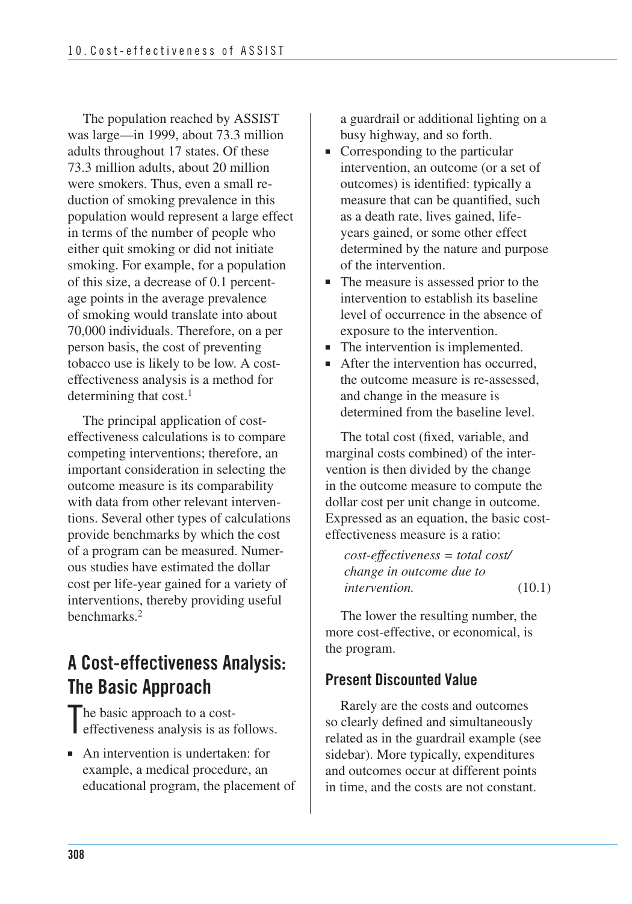The population reached by ASSIST was large—in 1999, about 73.3 million adults throughout 17 states. Of these 73.3 million adults, about 20 million were smokers. Thus, even a small reduction of smoking prevalence in this population would represent a large effect in terms of the number of people who either quit smoking or did not initiate smoking. For example, for a population of this size, a decrease of 0.1 percentage points in the average prevalence of smoking would translate into about 70,000 individuals. Therefore, on a per person basis, the cost of preventing tobacco use is likely to be low. A cost-effectiveness analysis is a method for determining that cost.[1]

The principal application of cost-effectiveness calculations is to compare competing interventions; therefore, an important consideration in selecting the outcome measure is its comparability with data from other relevant interventions. Several other types of calculations provide benchmarks by which the cost of a program can be measured. Numerous studies have estimated the dollar cost per life-year gained for a variety of interventions, thereby providing useful benchmarks.[2]

## A Cost-effectiveness Analysis: The Basic Approach

The basic approach to a cost-effectiveness analysis is as follows.

- An intervention is undertaken: for example, a medical procedure, an educational program, the placement of a guardrail or additional lighting on a busy highway, and so forth.
- Corresponding to the particular intervention, an outcome (or a set of outcomes) is identified: typically a measure that can be quantified, such as a death rate, lives gained, life-years gained, or some other effect determined by the nature and purpose of the intervention.
- The measure is assessed prior to the intervention to establish its baseline level of occurrence in the absence of exposure to the intervention.
- The intervention is implemented.
- After the intervention has occurred, the outcome measure is re-assessed, and change in the measure is determined from the baseline level.

The total cost (fixed, variable, and marginal costs combined) of the intervention is then divided by the change in the outcome measure to compute the dollar cost per unit change in outcome. Expressed as an equation, the basic cost-effectiveness measure is a ratio:

*cost-effectiveness = total cost/ change in outcome due to intervention.* (10.1)

The lower the resulting number, the more cost-effective, or economical, is the program.

### Present Discounted Value

Rarely are the costs and outcomes so clearly defined and simultaneously related as in the guardrail example (see sidebar). More typically, expenditures and outcomes occur at different points in time, and the costs are not constant.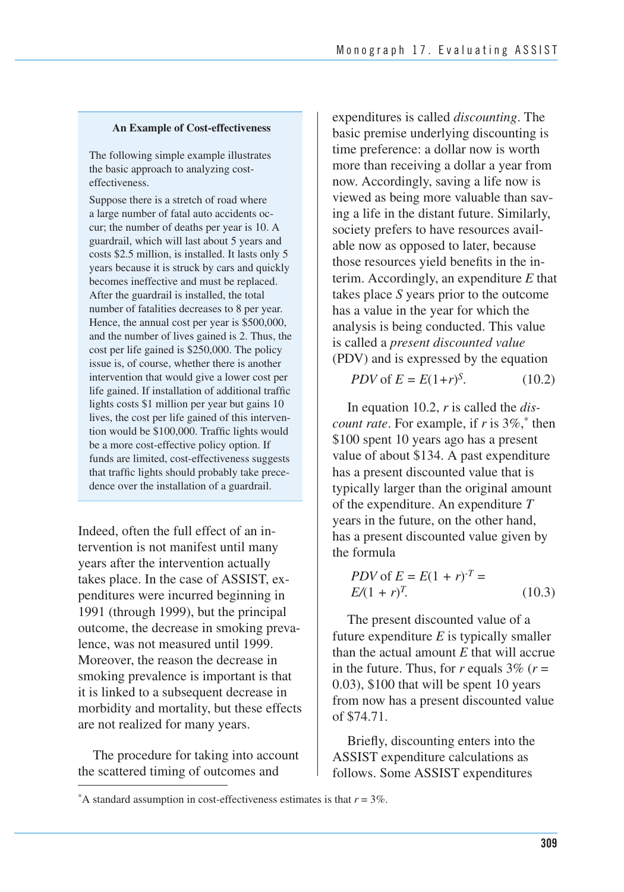### An Example of Cost-effectiveness

The following simple example illustrates the basic approach to analyzing cost-effectiveness.

Suppose there is a stretch of road where a large number of fatal auto accidents occur; the number of deaths per year is 10. A guardrail, which will last about 5 years and costs $2.5 million, is installed. It lasts only 5 years because it is struck by cars and quickly becomes ineffective and must be replaced. After the guardrail is installed, the total number of fatalities decreases to 8 per year. Hence, the annual cost per year is $500,000, and the number of lives gained is 2. Thus, the cost per life gained is $250,000. The policy issue is, of course, whether there is another intervention that would give a lower cost per life gained. If installation of additional traffic lights costs $1 million per year but gains 10 lives, the cost per life gained of this intervention would be $100,000. Traffic lights would be a more cost-effective policy option. If funds are limited, cost-effectiveness suggests that traffic lights should probably take precedence over the installation of a guardrail.

Indeed, often the full effect of an intervention is not manifest until many years after the intervention actually takes place. In the case of ASSIST, expenditures were incurred beginning in 1991 (through 1999), but the principal outcome, the decrease in smoking prevalence, was not measured until 1999. Moreover, the reason the decrease in smoking prevalence is important is that it is linked to a subsequent decrease in morbidity and mortality, but these effects are not realized for many years.

The procedure for taking into account the scattered timing of outcomes and expenditures is called *discounting*. The basic premise underlying discounting is time preference: a dollar now is worth more than receiving a dollar a year from now. Accordingly, saving a life now is viewed as being more valuable than saving a life in the distant future. Similarly, society prefers to have resources available now as opposed to later, because those resources yield benefits in the interim. Accordingly, an expenditure $E$ that takes place $S$ years prior to the outcome has a value in the year for which the analysis is being conducted. This value is called a *present discounted value* (PDV) and is expressed by the equation

$$PDV \text{ of } E = E(1+r)^S. \qquad (10.2)$$

In equation 10.2, $r$ is called the *discount rate*. For example, if $r$ is 3%,* then $100 spent 10 years ago has a present value of about $134. A past expenditure has a present discounted value that is typically larger than the original amount of the expenditure. An expenditure $T$ years in the future, on the other hand, has a present discounted value given by the formula

$$PDV \text{ of } E = E(1 + r)^{-T} = E/(1 + r)^T. \qquad (10.3)$$

The present discounted value of a future expenditure $E$ is typically smaller than the actual amount $E$ that will accrue in the future. Thus, for $r$ equals 3% ($r$ = 0.03), $100 that will be spent 10 years from now has a present discounted value of $74.71.

Briefly, discounting enters into the ASSIST expenditure calculations as follows. Some ASSIST expenditures

*A standard assumption in cost-effectiveness estimates is that $r$ = 3%.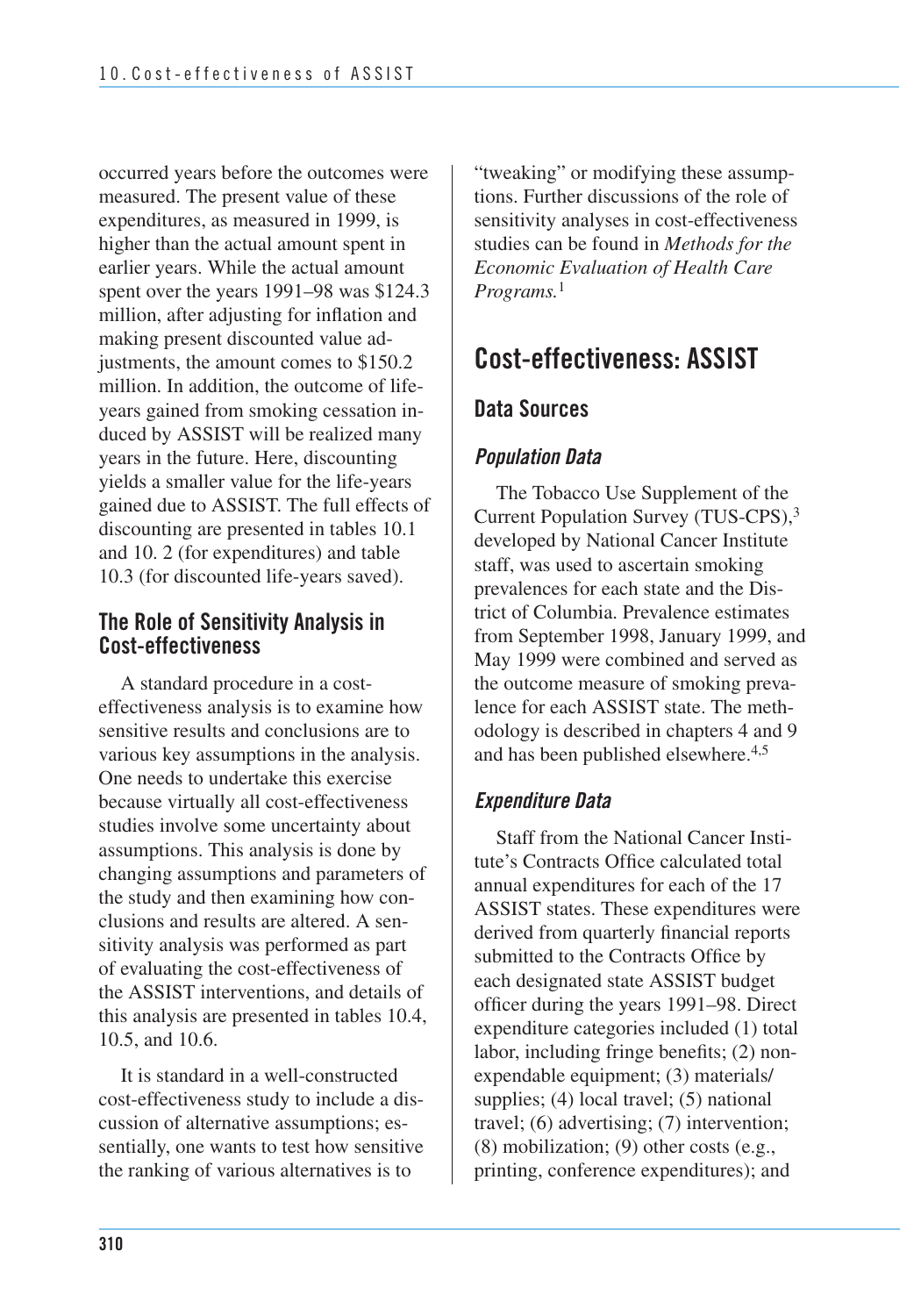occurred years before the outcomes were measured. The present value of these expenditures, as measured in 1999, is higher than the actual amount spent in earlier years. While the actual amount spent over the years 1991–98 was $124.3 million, after adjusting for inflation and making present discounted value adjustments, the amount comes to $150.2 million. In addition, the outcome of life-years gained from smoking cessation induced by ASSIST will be realized many years in the future. Here, discounting yields a smaller value for the life-years gained due to ASSIST. The full effects of discounting are presented in tables 10.1 and 10. 2 (for expenditures) and table 10.3 (for discounted life-years saved).

### The Role of Sensitivity Analysis in Cost-effectiveness

A standard procedure in a cost-effectiveness analysis is to examine how sensitive results and conclusions are to various key assumptions in the analysis. One needs to undertake this exercise because virtually all cost-effectiveness studies involve some uncertainty about assumptions. This analysis is done by changing assumptions and parameters of the study and then examining how conclusions and results are altered. A sensitivity analysis was performed as part of evaluating the cost-effectiveness of the ASSIST interventions, and details of this analysis are presented in tables 10.4, 10.5, and 10.6.

It is standard in a well-constructed cost-effectiveness study to include a discussion of alternative assumptions; essentially, one wants to test how sensitive the ranking of various alternatives is to "tweaking" or modifying these assumptions. Further discussions of the role of sensitivity analyses in cost-effectiveness studies can be found in *Methods for the Economic Evaluation of Health Care Programs.*[1]

## Cost-effectiveness: ASSIST

### Data Sources

#### *Population Data*

The Tobacco Use Supplement of the Current Population Survey (TUS-CPS),[3] developed by National Cancer Institute staff, was used to ascertain smoking prevalences for each state and the District of Columbia. Prevalence estimates from September 1998, January 1999, and May 1999 were combined and served as the outcome measure of smoking prevalence for each ASSIST state. The methodology is described in chapters 4 and 9 and has been published elsewhere.[4,5]

#### *Expenditure Data*

Staff from the National Cancer Institute's Contracts Office calculated total annual expenditures for each of the 17 ASSIST states. These expenditures were derived from quarterly financial reports submitted to the Contracts Office by each designated state ASSIST budget officer during the years 1991–98. Direct expenditure categories included (1) total labor, including fringe benefits; (2) nonexpendable equipment; (3) materials/supplies; (4) local travel; (5) national travel; (6) advertising; (7) intervention; (8) mobilization; (9) other costs (e.g., printing, conference expenditures); and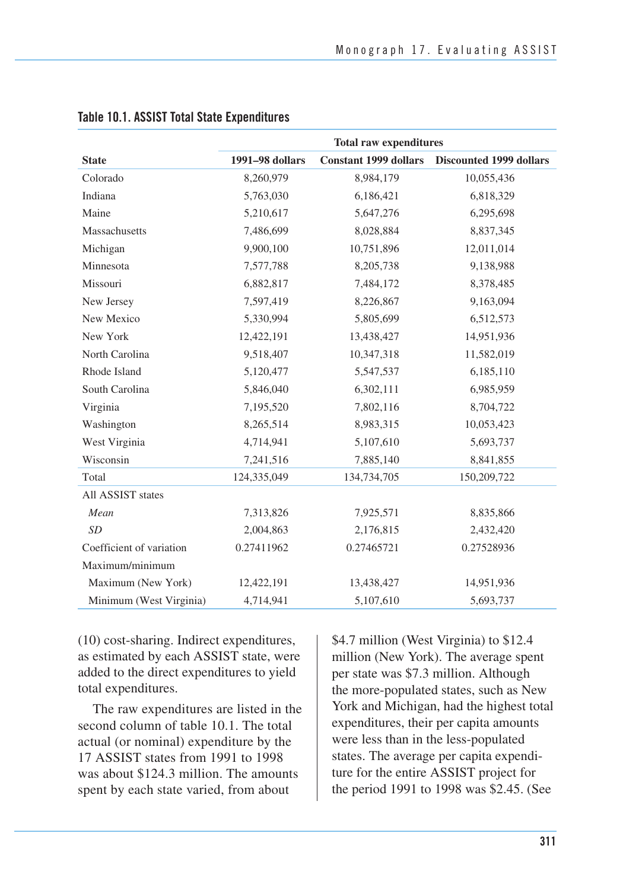**Table 10.1. ASSIST Total State Expenditures**

| State | Total raw expenditures | | |
|---|---|---|---|
| | 1991–98 dollars | Constant 1999 dollars | Discounted 1999 dollars |
| Colorado | 8,260,979 | 8,984,179 | 10,055,436 |
| Indiana | 5,763,030 | 6,186,421 | 6,818,329 |
| Maine | 5,210,617 | 5,647,276 | 6,295,698 |
| Massachusetts | 7,486,699 | 8,028,884 | 8,837,345 |
| Michigan | 9,900,100 | 10,751,896 | 12,011,014 |
| Minnesota | 7,577,788 | 8,205,738 | 9,138,988 |
| Missouri | 6,882,817 | 7,484,172 | 8,378,485 |
| New Jersey | 7,597,419 | 8,226,867 | 9,163,094 |
| New Mexico | 5,330,994 | 5,805,699 | 6,512,573 |
| New York | 12,422,191 | 13,438,427 | 14,951,936 |
| North Carolina | 9,518,407 | 10,347,318 | 11,582,019 |
| Rhode Island | 5,120,477 | 5,547,537 | 6,185,110 |
| South Carolina | 5,846,040 | 6,302,111 | 6,985,959 |
| Virginia | 7,195,520 | 7,802,116 | 8,704,722 |
| Washington | 8,265,514 | 8,983,315 | 10,053,423 |
| West Virginia | 4,714,941 | 5,107,610 | 5,693,737 |
| Wisconsin | 7,241,516 | 7,885,140 | 8,841,855 |
| Total | 124,335,049 | 134,734,705 | 150,209,722 |
| All ASSIST states | | | |
| *Mean* | 7,313,826 | 7,925,571 | 8,835,866 |
| *SD* | 2,004,863 | 2,176,815 | 2,432,420 |
| Coefficient of variation | 0.27411962 | 0.27465721 | 0.27528936 |
| Maximum/minimum | | | |
| Maximum (New York) | 12,422,191 | 13,438,427 | 14,951,936 |
| Minimum (West Virginia) | 4,714,941 | 5,107,610 | 5,693,737 |

(10) cost-sharing. Indirect expenditures, as estimated by each ASSIST state, were added to the direct expenditures to yield total expenditures.

The raw expenditures are listed in the second column of table 10.1. The total actual (or nominal) expenditure by the 17 ASSIST states from 1991 to 1998 was about $124.3 million. The amounts spent by each state varied, from about $4.7 million (West Virginia) to $12.4 million (New York). The average spent per state was $7.3 million. Although the more-populated states, such as New York and Michigan, had the highest total expenditures, their per capita amounts were less than in the less-populated states. The average per capita expenditure for the entire ASSIST project for the period 1991 to 1998 was $2.45. (See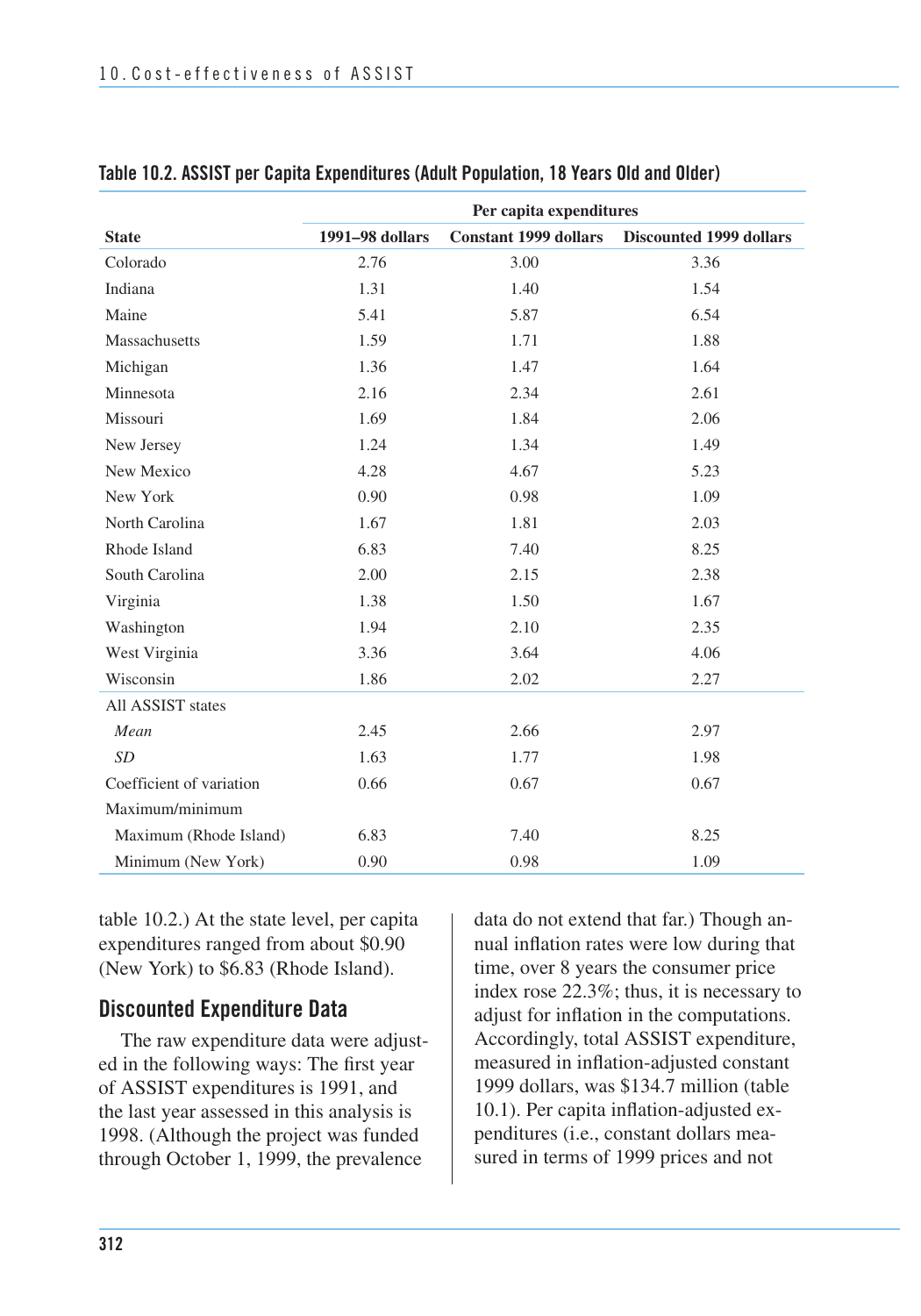**Table 10.2. ASSIST per Capita Expenditures (Adult Population, 18 Years Old and Older)**

| State | Per capita expenditures | | |
|---|---|---|---|
| | 1991–98 dollars | Constant 1999 dollars | Discounted 1999 dollars |
| Colorado | 2.76 | 3.00 | 3.36 |
| Indiana | 1.31 | 1.40 | 1.54 |
| Maine | 5.41 | 5.87 | 6.54 |
| Massachusetts | 1.59 | 1.71 | 1.88 |
| Michigan | 1.36 | 1.47 | 1.64 |
| Minnesota | 2.16 | 2.34 | 2.61 |
| Missouri | 1.69 | 1.84 | 2.06 |
| New Jersey | 1.24 | 1.34 | 1.49 |
| New Mexico | 4.28 | 4.67 | 5.23 |
| New York | 0.90 | 0.98 | 1.09 |
| North Carolina | 1.67 | 1.81 | 2.03 |
| Rhode Island | 6.83 | 7.40 | 8.25 |
| South Carolina | 2.00 | 2.15 | 2.38 |
| Virginia | 1.38 | 1.50 | 1.67 |
| Washington | 1.94 | 2.10 | 2.35 |
| West Virginia | 3.36 | 3.64 | 4.06 |
| Wisconsin | 1.86 | 2.02 | 2.27 |
| All ASSIST states | | | |
| *Mean* | 2.45 | 2.66 | 2.97 |
| *SD* | 1.63 | 1.77 | 1.98 |
| Coefficient of variation | 0.66 | 0.67 | 0.67 |
| Maximum/minimum | | | |
| Maximum (Rhode Island) | 6.83 | 7.40 | 8.25 |
| Minimum (New York) | 0.90 | 0.98 | 1.09 |

table 10.2.) At the state level, per capita expenditures ranged from about $0.90 (New York) to $6.83 (Rhode Island).

## Discounted Expenditure Data

The raw expenditure data were adjusted in the following ways: The first year of ASSIST expenditures is 1991, and the last year assessed in this analysis is 1998. (Although the project was funded through October 1, 1999, the prevalence data do not extend that far.) Though annual inflation rates were low during that time, over 8 years the consumer price index rose 22.3%; thus, it is necessary to adjust for inflation in the computations. Accordingly, total ASSIST expenditure, measured in inflation-adjusted constant 1999 dollars, was $134.7 million (table 10.1). Per capita inflation-adjusted expenditures (i.e., constant dollars measured in terms of 1999 prices and not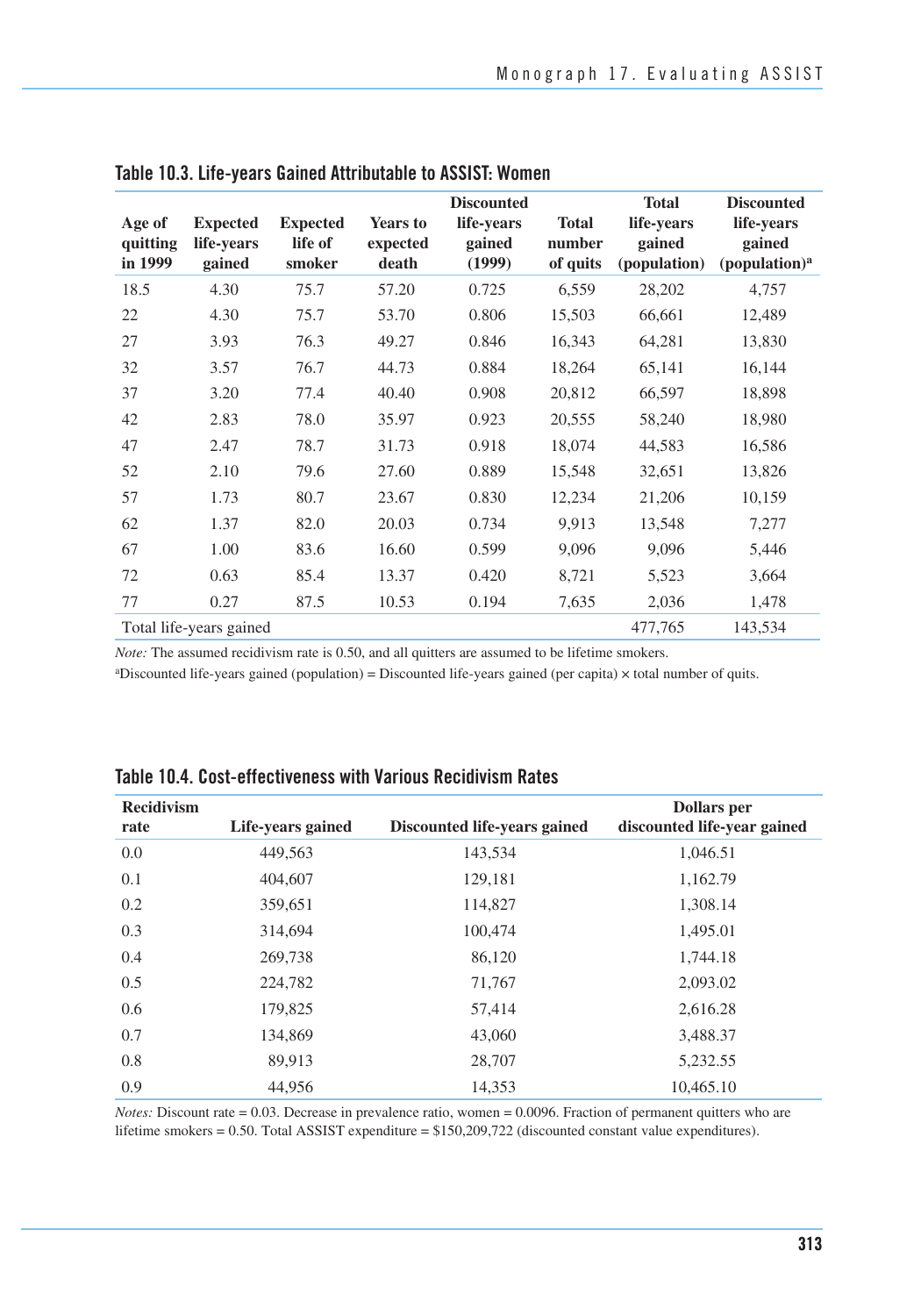## Table 10.3. Life-years Gained Attributable to ASSIST: Women

| Age of quitting in 1999 | Expected life-years gained | Expected life of smoker | Years to expected death | Discounted life-years gained (1999) | Total number of quits | Total life-years gained (population) | Discounted life-years gained (population)[a] |
|---|---|---|---|---|---|---|---|
| 18.5 | 4.30 | 75.7 | 57.20 | 0.725 | 6,559 | 28,202 | 4,757 |
| 22 | 4.30 | 75.7 | 53.70 | 0.806 | 15,503 | 66,661 | 12,489 |
| 27 | 3.93 | 76.3 | 49.27 | 0.846 | 16,343 | 64,281 | 13,830 |
| 32 | 3.57 | 76.7 | 44.73 | 0.884 | 18,264 | 65,141 | 16,144 |
| 37 | 3.20 | 77.4 | 40.40 | 0.908 | 20,812 | 66,597 | 18,898 |
| 42 | 2.83 | 78.0 | 35.97 | 0.923 | 20,555 | 58,240 | 18,980 |
| 47 | 2.47 | 78.7 | 31.73 | 0.918 | 18,074 | 44,583 | 16,586 |
| 52 | 2.10 | 79.6 | 27.60 | 0.889 | 15,548 | 32,651 | 13,826 |
| 57 | 1.73 | 80.7 | 23.67 | 0.830 | 12,234 | 21,206 | 10,159 |
| 62 | 1.37 | 82.0 | 20.03 | 0.734 | 9,913 | 13,548 | 7,277 |
| 67 | 1.00 | 83.6 | 16.60 | 0.599 | 9,096 | 9,096 | 5,446 |
| 72 | 0.63 | 85.4 | 13.37 | 0.420 | 8,721 | 5,523 | 3,664 |
| 77 | 0.27 | 87.5 | 10.53 | 0.194 | 7,635 | 2,036 | 1,478 |
| Total life-years gained | | | | | | 477,765 | 143,534 |

*Note:* The assumed recidivism rate is 0.50, and all quitters are assumed to be lifetime smokers.

[a]Discounted life-years gained (population) = Discounted life-years gained (per capita) × total number of quits.

## Table 10.4. Cost-effectiveness with Various Recidivism Rates

| Recidivism rate | Life-years gained | Discounted life-years gained | Dollars per discounted life-year gained |
|---|---|---|---|
| 0.0 | 449,563 | 143,534 | 1,046.51 |
| 0.1 | 404,607 | 129,181 | 1,162.79 |
| 0.2 | 359,651 | 114,827 | 1,308.14 |
| 0.3 | 314,694 | 100,474 | 1,495.01 |
| 0.4 | 269,738 | 86,120 | 1,744.18 |
| 0.5 | 224,782 | 71,767 | 2,093.02 |
| 0.6 | 179,825 | 57,414 | 2,616.28 |
| 0.7 | 134,869 | 43,060 | 3,488.37 |
| 0.8 | 89,913 | 28,707 | 5,232.55 |
| 0.9 | 44,956 | 14,353 | 10,465.10 |

*Notes:* Discount rate = 0.03. Decrease in prevalence ratio, women = 0.0096. Fraction of permanent quitters who are lifetime smokers = 0.50. Total ASSIST expenditure = $150,209,722 (discounted constant value expenditures).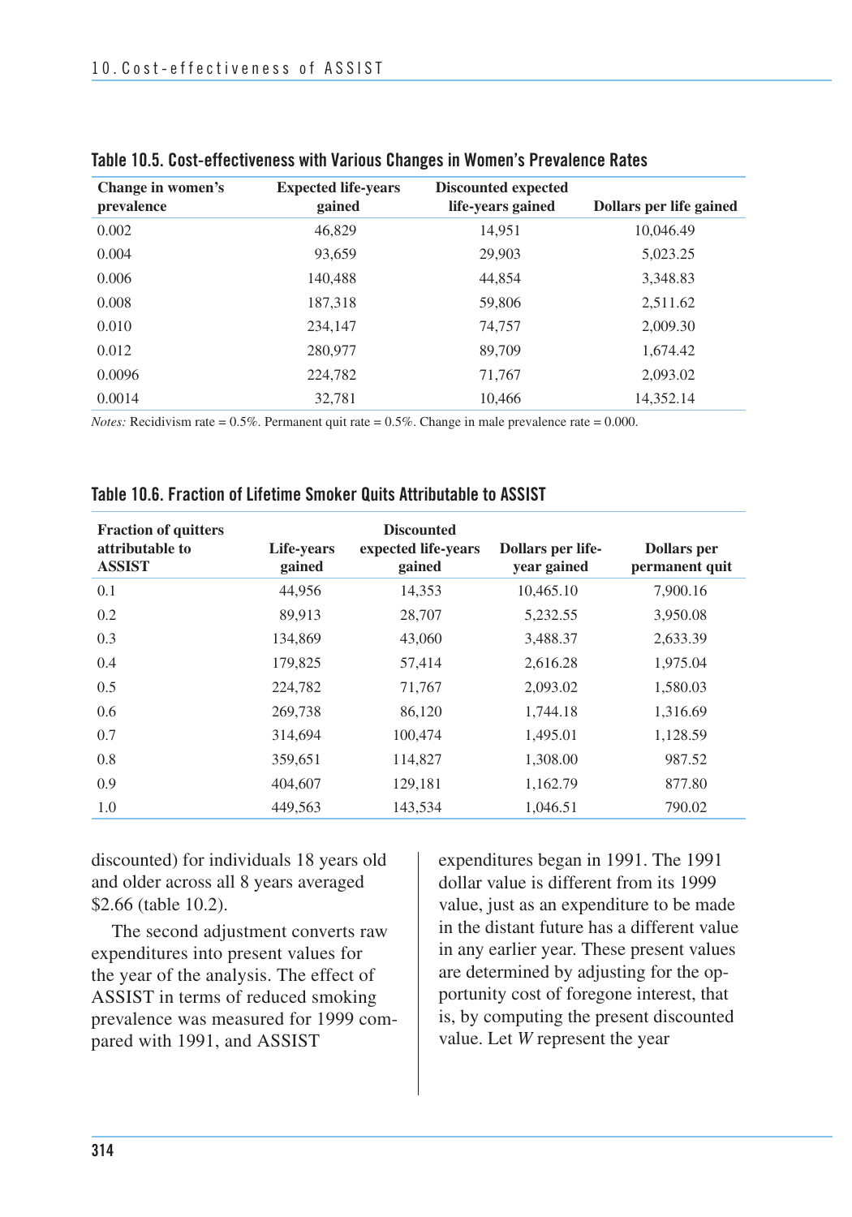**Table 10.5. Cost-effectiveness with Various Changes in Women's Prevalence Rates**

| Change in women's prevalence | Expected life-years gained | Discounted expected life-years gained | Dollars per life gained |
|---|---|---|---|
| 0.002 | 46,829 | 14,951 | 10,046.49 |
| 0.004 | 93,659 | 29,903 | 5,023.25 |
| 0.006 | 140,488 | 44,854 | 3,348.83 |
| 0.008 | 187,318 | 59,806 | 2,511.62 |
| 0.010 | 234,147 | 74,757 | 2,009.30 |
| 0.012 | 280,977 | 89,709 | 1,674.42 |
| 0.0096 | 224,782 | 71,767 | 2,093.02 |
| 0.0014 | 32,781 | 10,466 | 14,352.14 |

*Notes:* Recidivism rate = 0.5%. Permanent quit rate = 0.5%. Change in male prevalence rate = 0.000.

**Table 10.6. Fraction of Lifetime Smoker Quits Attributable to ASSIST**

| Fraction of quitters attributable to ASSIST | Life-years gained | Discounted expected life-years gained | Dollars per life-year gained | Dollars per permanent quit |
|---|---|---|---|---|
| 0.1 | 44,956 | 14,353 | 10,465.10 | 7,900.16 |
| 0.2 | 89,913 | 28,707 | 5,232.55 | 3,950.08 |
| 0.3 | 134,869 | 43,060 | 3,488.37 | 2,633.39 |
| 0.4 | 179,825 | 57,414 | 2,616.28 | 1,975.04 |
| 0.5 | 224,782 | 71,767 | 2,093.02 | 1,580.03 |
| 0.6 | 269,738 | 86,120 | 1,744.18 | 1,316.69 |
| 0.7 | 314,694 | 100,474 | 1,495.01 | 1,128.59 |
| 0.8 | 359,651 | 114,827 | 1,308.00 | 987.52 |
| 0.9 | 404,607 | 129,181 | 1,162.79 | 877.80 |
| 1.0 | 449,563 | 143,534 | 1,046.51 | 790.02 |

discounted) for individuals 18 years old and older across all 8 years averaged $2.66 (table 10.2).

The second adjustment converts raw expenditures into present values for the year of the analysis. The effect of ASSIST in terms of reduced smoking prevalence was measured for 1999 compared with 1991, and ASSIST expenditures began in 1991. The 1991 dollar value is different from its 1999 value, just as an expenditure to be made in the distant future has a different value in any earlier year. These present values are determined by adjusting for the opportunity cost of foregone interest, that is, by computing the present discounted value. Let *W* represent the year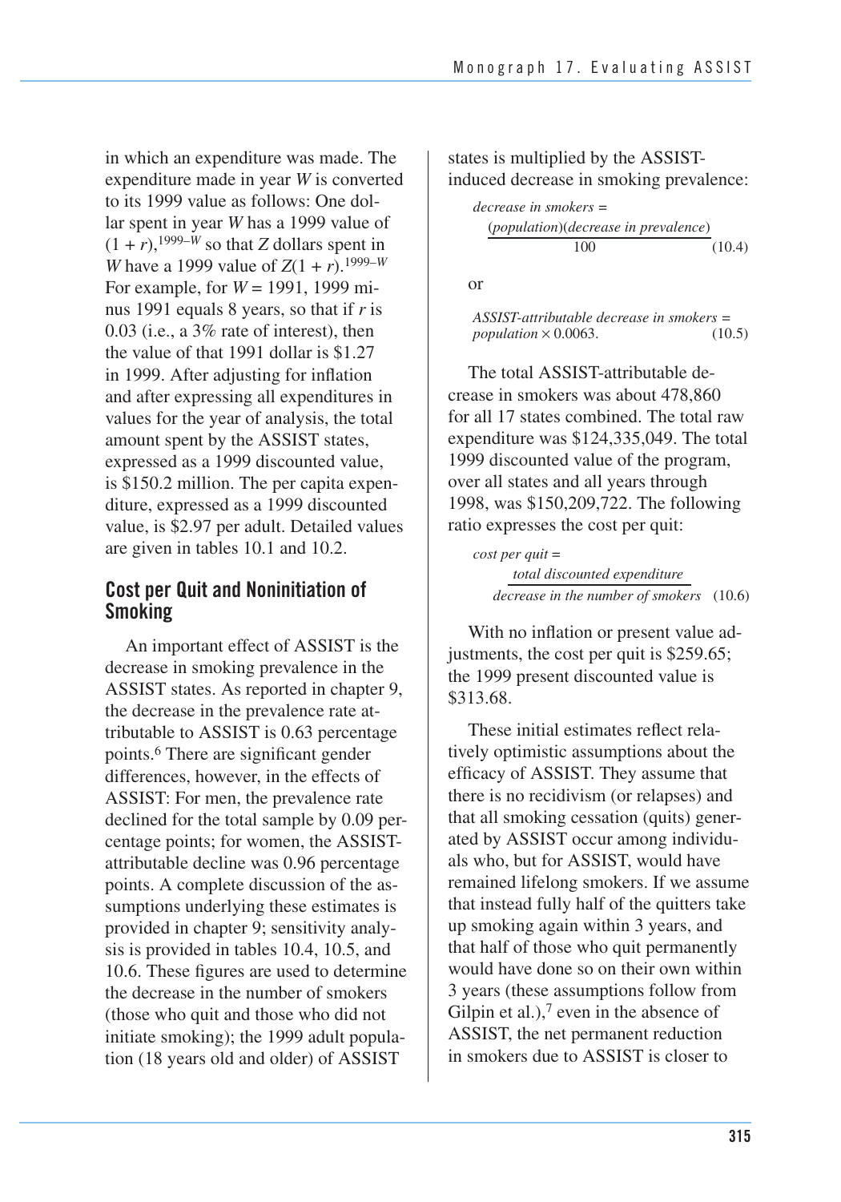in which an expenditure was made. The expenditure made in year $W$ is converted to its 1999 value as follows: One dollar spent in year $W$ has a 1999 value of $(1 + r)$,$^{1999-W}$ so that $Z$ dollars spent in $W$ have a 1999 value of $Z(1 + r)$.$^{1999-W}$ For example, for $W = 1991$, 1999 minus 1991 equals 8 years, so that if $r$ is 0.03 (i.e., a 3% rate of interest), then the value of that 1991 dollar is \$1.27 in 1999. After adjusting for inflation and after expressing all expenditures in values for the year of analysis, the total amount spent by the ASSIST states, expressed as a 1999 discounted value, is \$150.2 million. The per capita expenditure, expressed as a 1999 discounted value, is \$2.97 per adult. Detailed values are given in tables 10.1 and 10.2.

## Cost per Quit and Noninitiation of Smoking

An important effect of ASSIST is the decrease in smoking prevalence in the ASSIST states. As reported in chapter 9, the decrease in the prevalence rate attributable to ASSIST is 0.63 percentage points.[6] There are significant gender differences, however, in the effects of ASSIST: For men, the prevalence rate declined for the total sample by 0.09 percentage points; for women, the ASSIST-attributable decline was 0.96 percentage points. A complete discussion of the assumptions underlying these estimates is provided in chapter 9; sensitivity analysis is provided in tables 10.4, 10.5, and 10.6. These figures are used to determine the decrease in the number of smokers (those who quit and those who did not initiate smoking); the 1999 adult population (18 years old and older) of ASSIST states is multiplied by the ASSIST-induced decrease in smoking prevalence:

$$\textit{decrease in smokers} = \frac{(\textit{population})(\textit{decrease in prevalence})}{100} \tag{10.4}$$

or

$$\textit{ASSIST-attributable decrease in smokers} = \textit{population} \times 0.0063. \tag{10.5}$$

The total ASSIST-attributable decrease in smokers was about 478,860 for all 17 states combined. The total raw expenditure was \$124,335,049. The total 1999 discounted value of the program, over all states and all years through 1998, was \$150,209,722. The following ratio expresses the cost per quit:

$$\textit{cost per quit} = \frac{\textit{total discounted expenditure}}{\textit{decrease in the number of smokers}} \tag{10.6}$$

With no inflation or present value adjustments, the cost per quit is \$259.65; the 1999 present discounted value is \$313.68.

These initial estimates reflect relatively optimistic assumptions about the efficacy of ASSIST. They assume that there is no recidivism (or relapses) and that all smoking cessation (quits) generated by ASSIST occur among individuals who, but for ASSIST, would have remained lifelong smokers. If we assume that instead fully half of the quitters take up smoking again within 3 years, and that half of those who quit permanently would have done so on their own within 3 years (these assumptions follow from Gilpin et al.),[7] even in the absence of ASSIST, the net permanent reduction in smokers due to ASSIST is closer to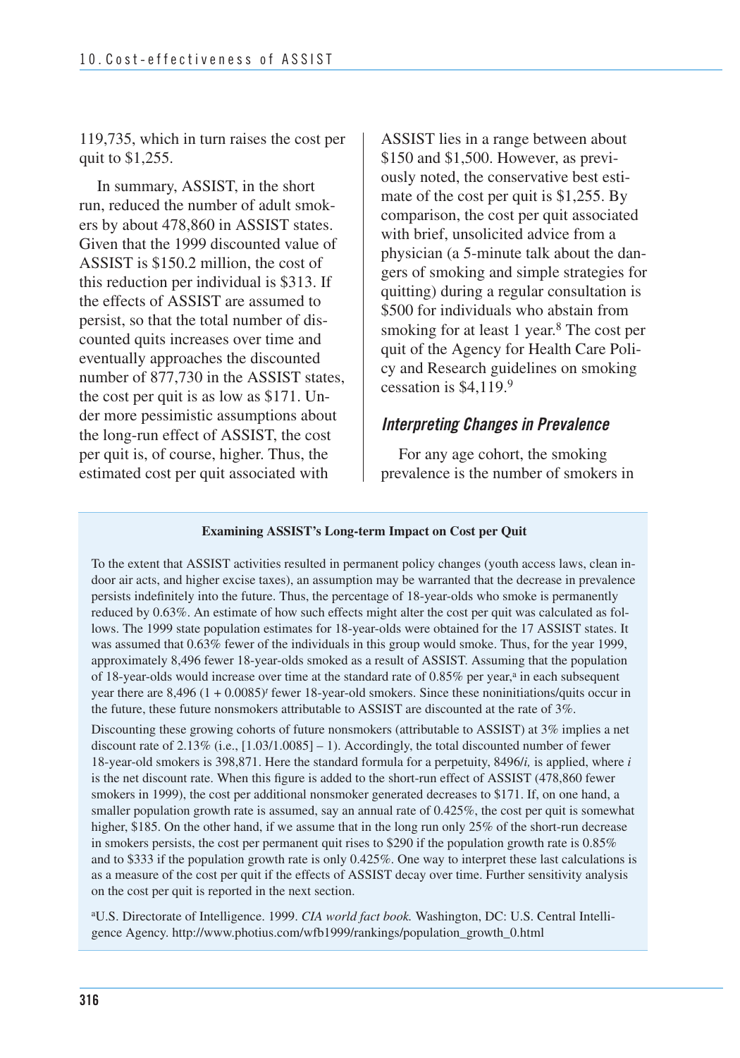119,735, which in turn raises the cost per quit to $1,255.

In summary, ASSIST, in the short run, reduced the number of adult smokers by about 478,860 in ASSIST states. Given that the 1999 discounted value of ASSIST is $150.2 million, the cost of this reduction per individual is $313. If the effects of ASSIST are assumed to persist, so that the total number of discounted quits increases over time and eventually approaches the discounted number of 877,730 in the ASSIST states, the cost per quit is as low as $171. Under more pessimistic assumptions about the long-run effect of ASSIST, the cost per quit is, of course, higher. Thus, the estimated cost per quit associated with ASSIST lies in a range between about $150 and $1,500. However, as previously noted, the conservative best estimate of the cost per quit is $1,255. By comparison, the cost per quit associated with brief, unsolicited advice from a physician (a 5-minute talk about the dangers of smoking and simple strategies for quitting) during a regular consultation is $500 for individuals who abstain from smoking for at least 1 year.[8] The cost per quit of the Agency for Health Care Policy and Research guidelines on smoking cessation is $4,119.[9]

### *Interpreting Changes in Prevalence*

For any age cohort, the smoking prevalence is the number of smokers in

---

**Examining ASSIST's Long-term Impact on Cost per Quit**

To the extent that ASSIST activities resulted in permanent policy changes (youth access laws, clean indoor air acts, and higher excise taxes), an assumption may be warranted that the decrease in prevalence persists indefinitely into the future. Thus, the percentage of 18-year-olds who smoke is permanently reduced by 0.63%. An estimate of how such effects might alter the cost per quit was calculated as follows. The 1999 state population estimates for 18-year-olds were obtained for the 17 ASSIST states. It was assumed that 0.63% fewer of the individuals in this group would smoke. Thus, for the year 1999, approximately 8,496 fewer 18-year-olds smoked as a result of ASSIST. Assuming that the population of 18-year-olds would increase over time at the standard rate of 0.85% per year,[a] in each subsequent year there are $8{,}496\,(1 + 0.0085)^t$ fewer 18-year-old smokers. Since these noninitiations/quits occur in the future, these future nonsmokers attributable to ASSIST are discounted at the rate of 3%.

Discounting these growing cohorts of future nonsmokers (attributable to ASSIST) at 3% implies a net discount rate of 2.13% (i.e., $[1.03/1.0085] - 1$). Accordingly, the total discounted number of fewer 18-year-old smokers is 398,871. Here the standard formula for a perpetuity, $8496/i$, is applied, where $i$ is the net discount rate. When this figure is added to the short-run effect of ASSIST (478,860 fewer smokers in 1999), the cost per additional nonsmoker generated decreases to $171. If, on one hand, a smaller population growth rate is assumed, say an annual rate of 0.425%, the cost per quit is somewhat higher, $185. On the other hand, if we assume that in the long run only 25% of the short-run decrease in smokers persists, the cost per permanent quit rises to $290 if the population growth rate is 0.85% and to $333 if the population growth rate is only 0.425%. One way to interpret these last calculations is as a measure of the cost per quit if the effects of ASSIST decay over time. Further sensitivity analysis on the cost per quit is reported in the next section.

[a]U.S. Directorate of Intelligence. 1999. *CIA world fact book.* Washington, DC: U.S. Central Intelligence Agency. http://www.photius.com/wfb1999/rankings/population_growth_0.html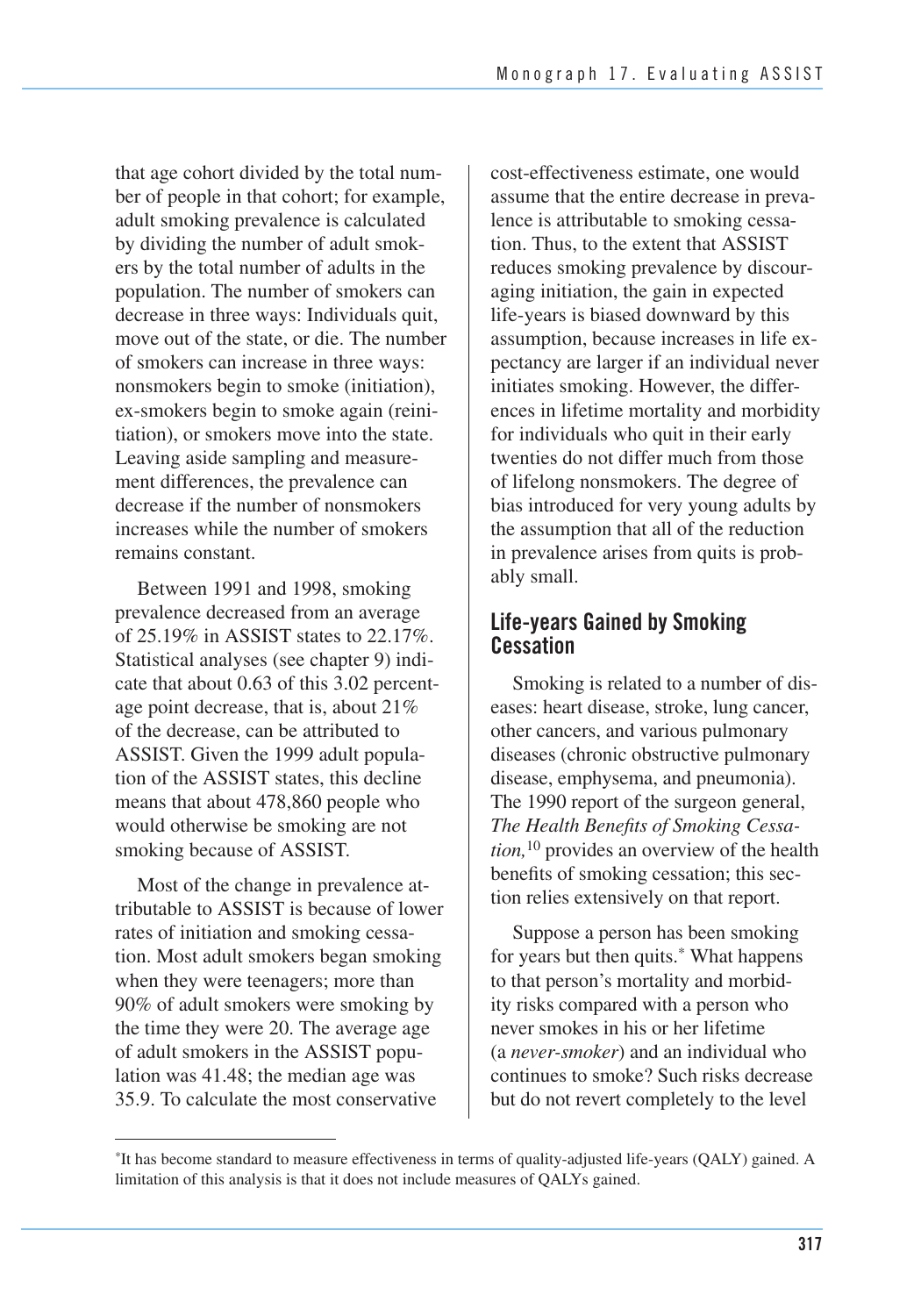that age cohort divided by the total number of people in that cohort; for example, adult smoking prevalence is calculated by dividing the number of adult smokers by the total number of adults in the population. The number of smokers can decrease in three ways: Individuals quit, move out of the state, or die. The number of smokers can increase in three ways: nonsmokers begin to smoke (initiation), ex-smokers begin to smoke again (reinitiation), or smokers move into the state. Leaving aside sampling and measurement differences, the prevalence can decrease if the number of nonsmokers increases while the number of smokers remains constant.

Between 1991 and 1998, smoking prevalence decreased from an average of 25.19% in ASSIST states to 22.17%. Statistical analyses (see chapter 9) indicate that about 0.63 of this 3.02 percentage point decrease, that is, about 21% of the decrease, can be attributed to ASSIST. Given the 1999 adult population of the ASSIST states, this decline means that about 478,860 people who would otherwise be smoking are not smoking because of ASSIST.

Most of the change in prevalence attributable to ASSIST is because of lower rates of initiation and smoking cessation. Most adult smokers began smoking when they were teenagers; more than 90% of adult smokers were smoking by the time they were 20. The average age of adult smokers in the ASSIST population was 41.48; the median age was 35.9. To calculate the most conservative cost-effectiveness estimate, one would assume that the entire decrease in prevalence is attributable to smoking cessation. Thus, to the extent that ASSIST reduces smoking prevalence by discouraging initiation, the gain in expected life-years is biased downward by this assumption, because increases in life expectancy are larger if an individual never initiates smoking. However, the differences in lifetime mortality and morbidity for individuals who quit in their early twenties do not differ much from those of lifelong nonsmokers. The degree of bias introduced for very young adults by the assumption that all of the reduction in prevalence arises from quits is probably small.

## Life-years Gained by Smoking Cessation

Smoking is related to a number of diseases: heart disease, stroke, lung cancer, other cancers, and various pulmonary diseases (chronic obstructive pulmonary disease, emphysema, and pneumonia). The 1990 report of the surgeon general, *The Health Benefits of Smoking Cessation,*[10] provides an overview of the health benefits of smoking cessation; this section relies extensively on that report.

Suppose a person has been smoking for years but then quits.* What happens to that person's mortality and morbidity risks compared with a person who never smokes in his or her lifetime (a *never-smoker*) and an individual who continues to smoke? Such risks decrease but do not revert completely to the level

*It has become standard to measure effectiveness in terms of quality-adjusted life-years (QALY) gained. A limitation of this analysis is that it does not include measures of QALYs gained.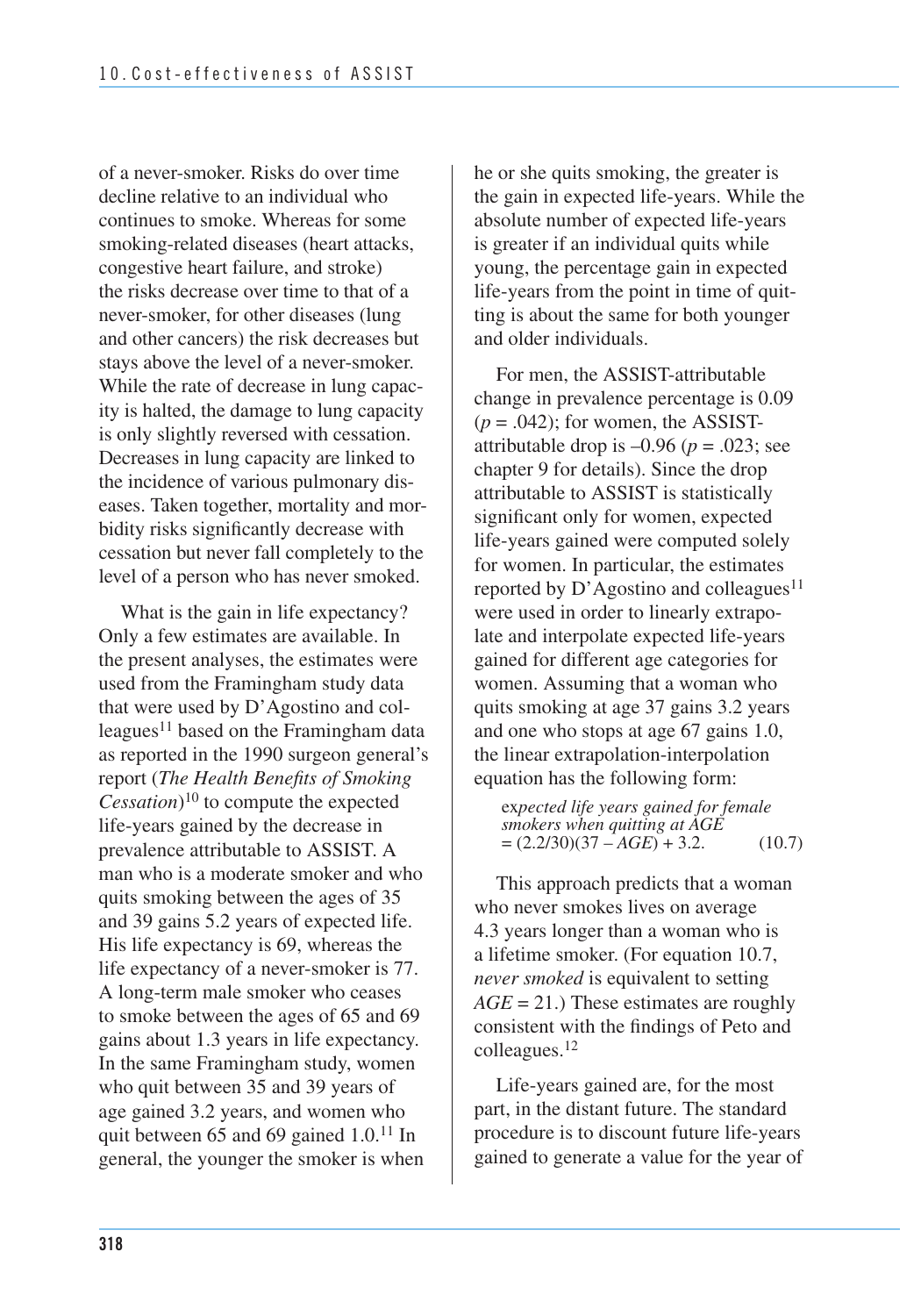of a never-smoker. Risks do over time decline relative to an individual who continues to smoke. Whereas for some smoking-related diseases (heart attacks, congestive heart failure, and stroke) the risks decrease over time to that of a never-smoker, for other diseases (lung and other cancers) the risk decreases but stays above the level of a never-smoker. While the rate of decrease in lung capacity is halted, the damage to lung capacity is only slightly reversed with cessation. Decreases in lung capacity are linked to the incidence of various pulmonary diseases. Taken together, mortality and morbidity risks significantly decrease with cessation but never fall completely to the level of a person who has never smoked.

What is the gain in life expectancy? Only a few estimates are available. In the present analyses, the estimates were used from the Framingham study data that were used by D'Agostino and colleagues[11] based on the Framingham data as reported in the 1990 surgeon general's report (*The Health Benefits of Smoking Cessation*)[10] to compute the expected life-years gained by the decrease in prevalence attributable to ASSIST. A man who is a moderate smoker and who quits smoking between the ages of 35 and 39 gains 5.2 years of expected life. His life expectancy is 69, whereas the life expectancy of a never-smoker is 77. A long-term male smoker who ceases to smoke between the ages of 65 and 69 gains about 1.3 years in life expectancy. In the same Framingham study, women who quit between 35 and 39 years of age gained 3.2 years, and women who quit between 65 and 69 gained 1.0.[11] In general, the younger the smoker is when he or she quits smoking, the greater is the gain in expected life-years. While the absolute number of expected life-years is greater if an individual quits while young, the percentage gain in expected life-years from the point in time of quitting is about the same for both younger and older individuals.

For men, the ASSIST-attributable change in prevalence percentage is 0.09 ($p = .042$); for women, the ASSIST-attributable drop is –0.96 ($p = .023$; see chapter 9 for details). Since the drop attributable to ASSIST is statistically significant only for women, expected life-years gained were computed solely for women. In particular, the estimates reported by D'Agostino and colleagues[11] were used in order to linearly extrapolate and interpolate expected life-years gained for different age categories for women. Assuming that a woman who quits smoking at age 37 gains 3.2 years and one who stops at age 67 gains 1.0, the linear extrapolation-interpolation equation has the following form:

$$\text{expected life years gained for female smokers when quitting at } AGE = (2.2/30)(37 - AGE) + 3.2. \qquad (10.7)$$

This approach predicts that a woman who never smokes lives on average 4.3 years longer than a woman who is a lifetime smoker. (For equation 10.7, *never smoked* is equivalent to setting $AGE = 21$.) These estimates are roughly consistent with the findings of Peto and colleagues.[12]

Life-years gained are, for the most part, in the distant future. The standard procedure is to discount future life-years gained to generate a value for the year of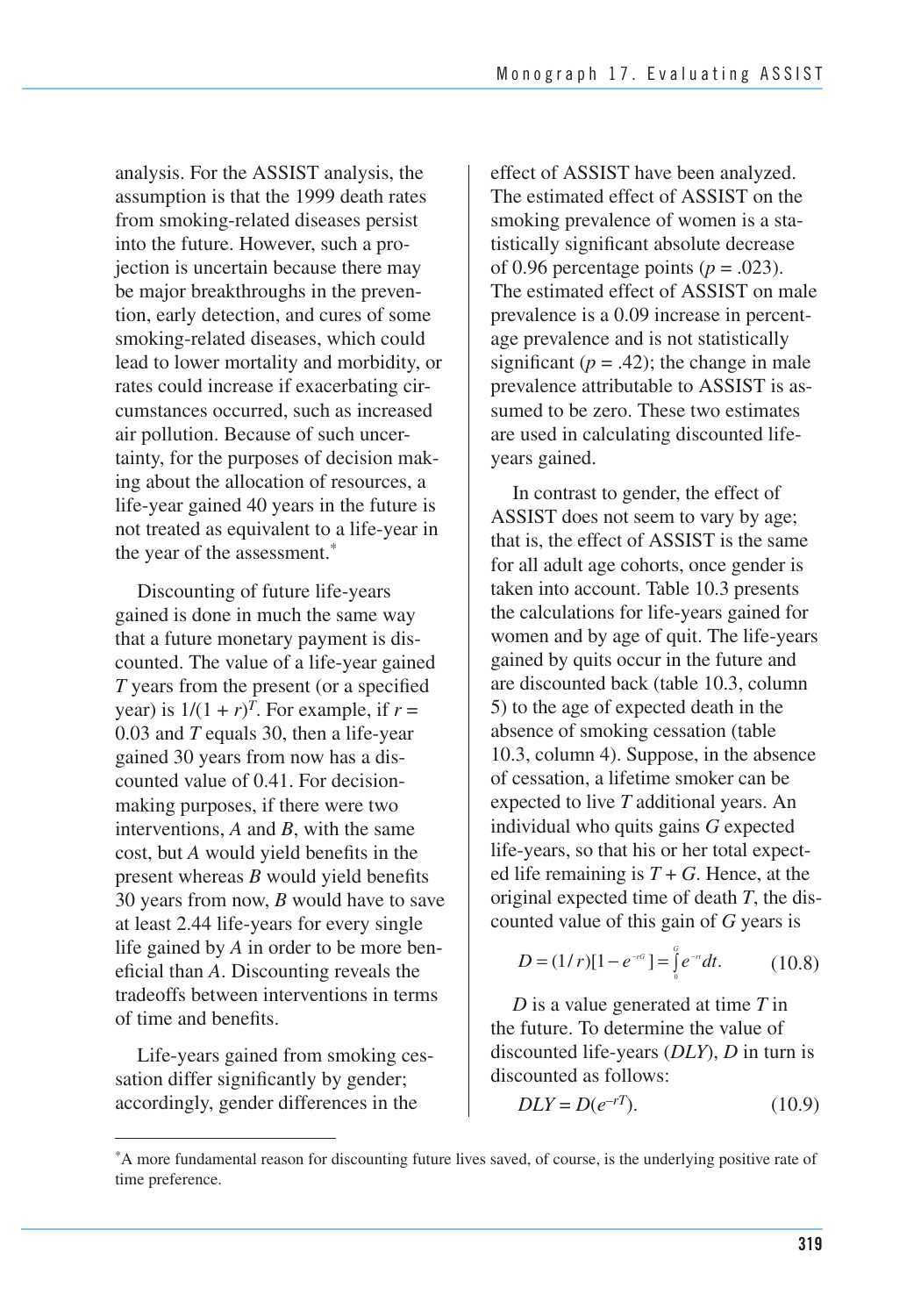analysis. For the ASSIST analysis, the assumption is that the 1999 death rates from smoking-related diseases persist into the future. However, such a projection is uncertain because there may be major breakthroughs in the prevention, early detection, and cures of some smoking-related diseases, which could lead to lower mortality and morbidity, or rates could increase if exacerbating circumstances occurred, such as increased air pollution. Because of such uncertainty, for the purposes of decision making about the allocation of resources, a life-year gained 40 years in the future is not treated as equivalent to a life-year in the year of the assessment.*

Discounting of future life-years gained is done in much the same way that a future monetary payment is discounted. The value of a life-year gained $T$ years from the present (or a specified year) is $1/(1 + r)^T$. For example, if $r = 0.03$ and $T$ equals 30, then a life-year gained 30 years from now has a discounted value of 0.41. For decision-making purposes, if there were two interventions, $A$ and $B$, with the same cost, but $A$ would yield benefits in the present whereas $B$ would yield benefits 30 years from now, $B$ would have to save at least 2.44 life-years for every single life gained by $A$ in order to be more beneficial than $A$. Discounting reveals the tradeoffs between interventions in terms of time and benefits.

Life-years gained from smoking cessation differ significantly by gender; accordingly, gender differences in the effect of ASSIST have been analyzed. The estimated effect of ASSIST on the smoking prevalence of women is a statistically significant absolute decrease of 0.96 percentage points ($p = .023$). The estimated effect of ASSIST on male prevalence is a 0.09 increase in percentage prevalence and is not statistically significant ($p = .42$); the change in male prevalence attributable to ASSIST is assumed to be zero. These two estimates are used in calculating discounted life-years gained.

In contrast to gender, the effect of ASSIST does not seem to vary by age; that is, the effect of ASSIST is the same for all adult age cohorts, once gender is taken into account. Table 10.3 presents the calculations for life-years gained for women and by age of quit. The life-years gained by quits occur in the future and are discounted back (table 10.3, column 5) to the age of expected death in the absence of smoking cessation (table 10.3, column 4). Suppose, in the absence of cessation, a lifetime smoker can be expected to live $T$ additional years. An individual who quits gains $G$ expected life-years, so that his or her total expected life remaining is $T + G$. Hence, at the original expected time of death $T$, the discounted value of this gain of $G$ years is

$$D = (1/r)[1 - e^{-rG}] = \int_0^G e^{-rt}dt. \qquad (10.8)$$

$D$ is a value generated at time $T$ in the future. To determine the value of discounted life-years ($DLY$), $D$ in turn is discounted as follows:

$$DLY = D(e^{-rT}). \qquad (10.9)$$

*A more fundamental reason for discounting future lives saved, of course, is the underlying positive rate of time preference.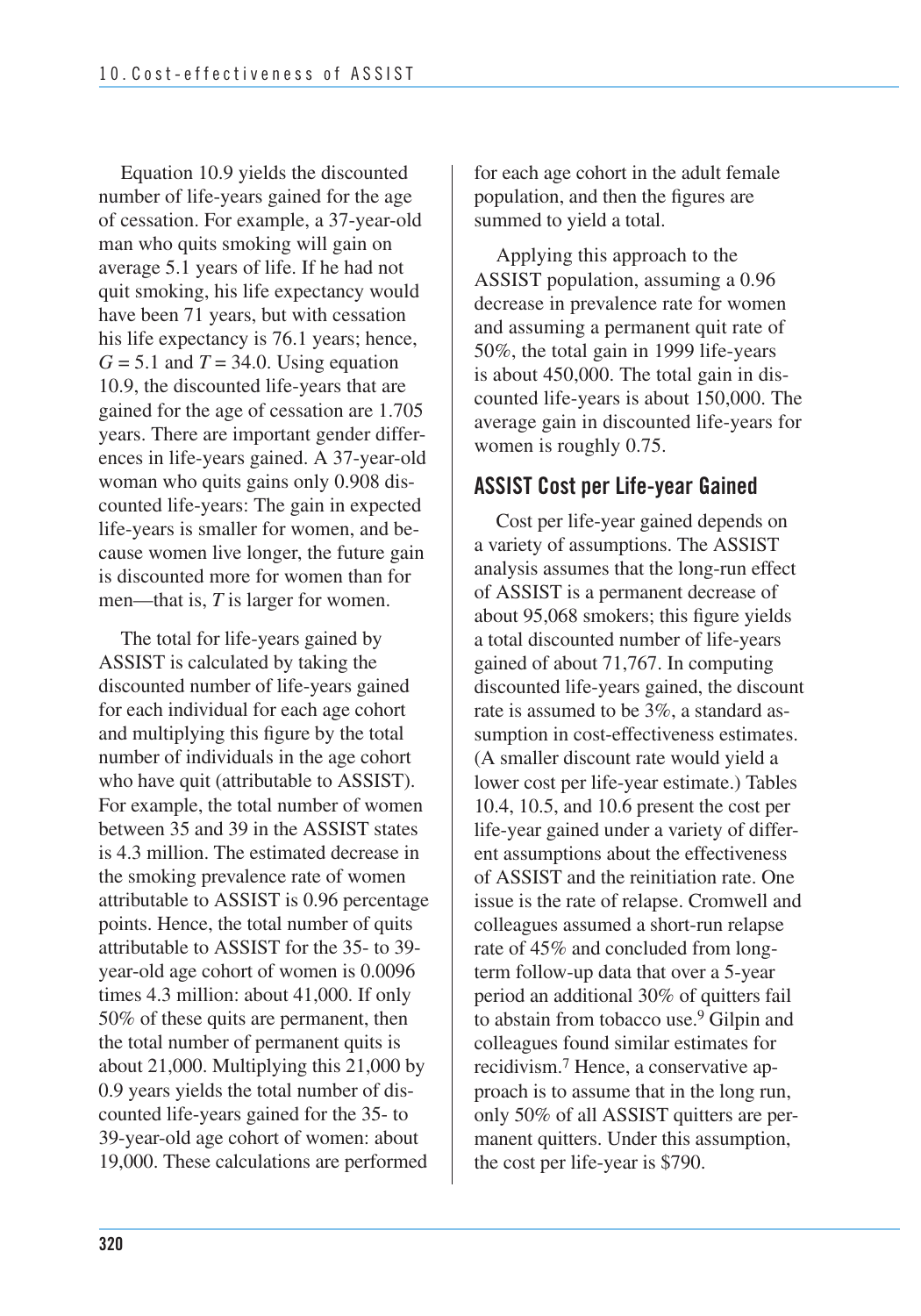Equation 10.9 yields the discounted number of life-years gained for the age of cessation. For example, a 37-year-old man who quits smoking will gain on average 5.1 years of life. If he had not quit smoking, his life expectancy would have been 71 years, but with cessation his life expectancy is 76.1 years; hence, $G = 5.1$ and $T = 34.0$. Using equation 10.9, the discounted life-years that are gained for the age of cessation are 1.705 years. There are important gender differences in life-years gained. A 37-year-old woman who quits gains only 0.908 discounted life-years: The gain in expected life-years is smaller for women, and because women live longer, the future gain is discounted more for women than for men—that is, $T$ is larger for women.

The total for life-years gained by ASSIST is calculated by taking the discounted number of life-years gained for each individual for each age cohort and multiplying this figure by the total number of individuals in the age cohort who have quit (attributable to ASSIST). For example, the total number of women between 35 and 39 in the ASSIST states is 4.3 million. The estimated decrease in the smoking prevalence rate of women attributable to ASSIST is 0.96 percentage points. Hence, the total number of quits attributable to ASSIST for the 35- to 39-year-old age cohort of women is 0.0096 times 4.3 million: about 41,000. If only 50% of these quits are permanent, then the total number of permanent quits is about 21,000. Multiplying this 21,000 by 0.9 years yields the total number of discounted life-years gained for the 35- to 39-year-old age cohort of women: about 19,000. These calculations are performed for each age cohort in the adult female population, and then the figures are summed to yield a total.

Applying this approach to the ASSIST population, assuming a 0.96 decrease in prevalence rate for women and assuming a permanent quit rate of 50%, the total gain in 1999 life-years is about 450,000. The total gain in discounted life-years is about 150,000. The average gain in discounted life-years for women is roughly 0.75.

## ASSIST Cost per Life-year Gained

Cost per life-year gained depends on a variety of assumptions. The ASSIST analysis assumes that the long-run effect of ASSIST is a permanent decrease of about 95,068 smokers; this figure yields a total discounted number of life-years gained of about 71,767. In computing discounted life-years gained, the discount rate is assumed to be 3%, a standard assumption in cost-effectiveness estimates. (A smaller discount rate would yield a lower cost per life-year estimate.) Tables 10.4, 10.5, and 10.6 present the cost per life-year gained under a variety of different assumptions about the effectiveness of ASSIST and the reinitiation rate. One issue is the rate of relapse. Cromwell and colleagues assumed a short-run relapse rate of 45% and concluded from long-term follow-up data that over a 5-year period an additional 30% of quitters fail to abstain from tobacco use.[9] Gilpin and colleagues found similar estimates for recidivism.[7] Hence, a conservative approach is to assume that in the long run, only 50% of all ASSIST quitters are permanent quitters. Under this assumption, the cost per life-year is $790.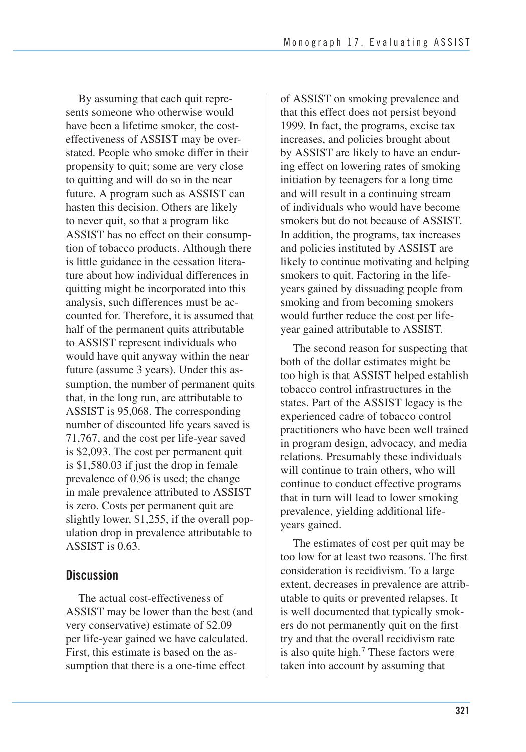By assuming that each quit represents someone who otherwise would have been a lifetime smoker, the cost-effectiveness of ASSIST may be overstated. People who smoke differ in their propensity to quit; some are very close to quitting and will do so in the near future. A program such as ASSIST can hasten this decision. Others are likely to never quit, so that a program like ASSIST has no effect on their consumption of tobacco products. Although there is little guidance in the cessation literature about how individual differences in quitting might be incorporated into this analysis, such differences must be accounted for. Therefore, it is assumed that half of the permanent quits attributable to ASSIST represent individuals who would have quit anyway within the near future (assume 3 years). Under this assumption, the number of permanent quits that, in the long run, are attributable to ASSIST is 95,068. The corresponding number of discounted life years saved is 71,767, and the cost per life-year saved is $2,093. The cost per permanent quit is $1,580.03 if just the drop in female prevalence of 0.96 is used; the change in male prevalence attributed to ASSIST is zero. Costs per permanent quit are slightly lower, $1,255, if the overall population drop in prevalence attributable to ASSIST is 0.63.

## Discussion

The actual cost-effectiveness of ASSIST may be lower than the best (and very conservative) estimate of $2.09 per life-year gained we have calculated. First, this estimate is based on the assumption that there is a one-time effect of ASSIST on smoking prevalence and that this effect does not persist beyond 1999. In fact, the programs, excise tax increases, and policies brought about by ASSIST are likely to have an enduring effect on lowering rates of smoking initiation by teenagers for a long time and will result in a continuing stream of individuals who would have become smokers but do not because of ASSIST. In addition, the programs, tax increases and policies instituted by ASSIST are likely to continue motivating and helping smokers to quit. Factoring in the life-years gained by dissuading people from smoking and from becoming smokers would further reduce the cost per life-year gained attributable to ASSIST.

The second reason for suspecting that both of the dollar estimates might be too high is that ASSIST helped establish tobacco control infrastructures in the states. Part of the ASSIST legacy is the experienced cadre of tobacco control practitioners who have been well trained in program design, advocacy, and media relations. Presumably these individuals will continue to train others, who will continue to conduct effective programs that in turn will lead to lower smoking prevalence, yielding additional life-years gained.

The estimates of cost per quit may be too low for at least two reasons. The first consideration is recidivism. To a large extent, decreases in prevalence are attributable to quits or prevented relapses. It is well documented that typically smokers do not permanently quit on the first try and that the overall recidivism rate is also quite high.[7] These factors were taken into account by assuming that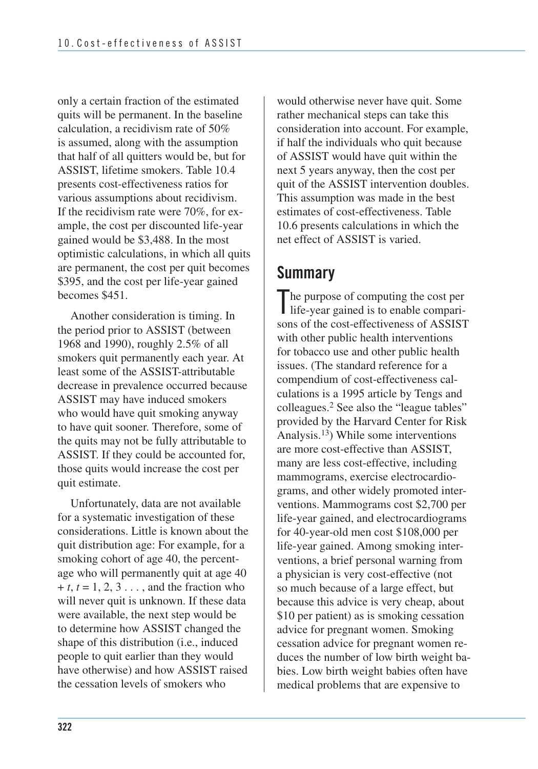only a certain fraction of the estimated quits will be permanent. In the baseline calculation, a recidivism rate of 50% is assumed, along with the assumption that half of all quitters would be, but for ASSIST, lifetime smokers. Table 10.4 presents cost-effectiveness ratios for various assumptions about recidivism. If the recidivism rate were 70%, for example, the cost per discounted life-year gained would be $3,488. In the most optimistic calculations, in which all quits are permanent, the cost per quit becomes $395, and the cost per life-year gained becomes $451.

Another consideration is timing. In the period prior to ASSIST (between 1968 and 1990), roughly 2.5% of all smokers quit permanently each year. At least some of the ASSIST-attributable decrease in prevalence occurred because ASSIST may have induced smokers who would have quit smoking anyway to have quit sooner. Therefore, some of the quits may not be fully attributable to ASSIST. If they could be accounted for, those quits would increase the cost per quit estimate.

Unfortunately, data are not available for a systematic investigation of these considerations. Little is known about the quit distribution age: For example, for a smoking cohort of age 40, the percentage who will permanently quit at age $40 + t$, $t = 1, 2, 3 \ldots$, and the fraction who will never quit is unknown. If these data were available, the next step would be to determine how ASSIST changed the shape of this distribution (i.e., induced people to quit earlier than they would have otherwise) and how ASSIST raised the cessation levels of smokers who would otherwise never have quit. Some rather mechanical steps can take this consideration into account. For example, if half the individuals who quit because of ASSIST would have quit within the next 5 years anyway, then the cost per quit of the ASSIST intervention doubles. This assumption was made in the best estimates of cost-effectiveness. Table 10.6 presents calculations in which the net effect of ASSIST is varied.

## Summary

The purpose of computing the cost per life-year gained is to enable comparisons of the cost-effectiveness of ASSIST with other public health interventions for tobacco use and other public health issues. (The standard reference for a compendium of cost-effectiveness calculations is a 1995 article by Tengs and colleagues.[2] See also the "league tables" provided by the Harvard Center for Risk Analysis.[13]) While some interventions are more cost-effective than ASSIST, many are less cost-effective, including mammograms, exercise electrocardiograms, and other widely promoted interventions. Mammograms cost $2,700 per life-year gained, and electrocardiograms for 40-year-old men cost $108,000 per life-year gained. Among smoking interventions, a brief personal warning from a physician is very cost-effective (not so much because of a large effect, but because this advice is very cheap, about $10 per patient) as is smoking cessation advice for pregnant women. Smoking cessation advice for pregnant women reduces the number of low birth weight babies. Low birth weight babies often have medical problems that are expensive to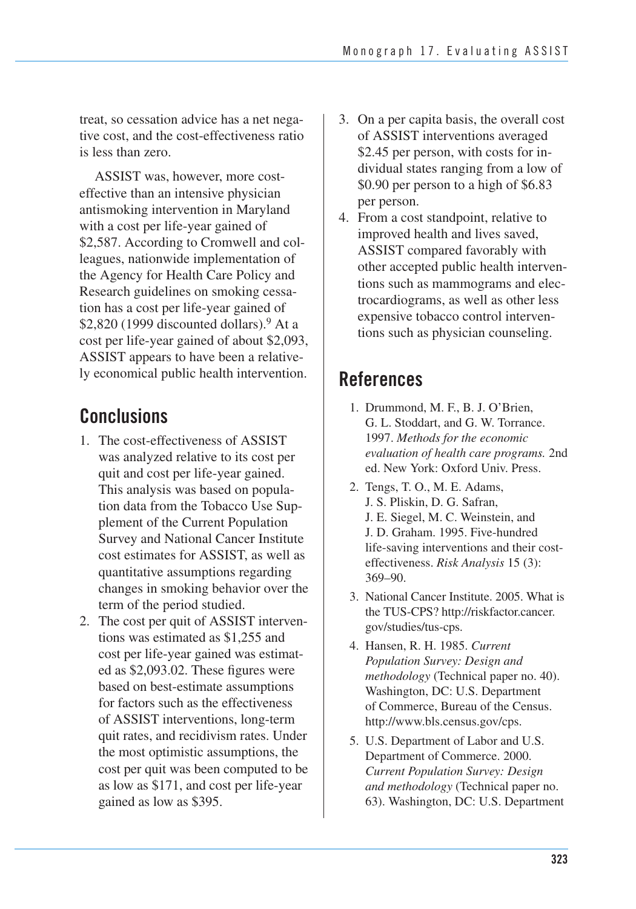treat, so cessation advice has a net negative cost, and the cost-effectiveness ratio is less than zero.

ASSIST was, however, more cost-effective than an intensive physician antismoking intervention in Maryland with a cost per life-year gained of $2,587. According to Cromwell and colleagues, nationwide implementation of the Agency for Health Care Policy and Research guidelines on smoking cessation has a cost per life-year gained of $2,820 (1999 discounted dollars).[9] At a cost per life-year gained of about $2,093, ASSIST appears to have been a relatively economical public health intervention.

## Conclusions

1. The cost-effectiveness of ASSIST was analyzed relative to its cost per quit and cost per life-year gained. This analysis was based on population data from the Tobacco Use Supplement of the Current Population Survey and National Cancer Institute cost estimates for ASSIST, as well as quantitative assumptions regarding changes in smoking behavior over the term of the period studied.
2. The cost per quit of ASSIST interventions was estimated as $1,255 and cost per life-year gained was estimated as $2,093.02. These figures were based on best-estimate assumptions for factors such as the effectiveness of ASSIST interventions, long-term quit rates, and recidivism rates. Under the most optimistic assumptions, the cost per quit was been computed to be as low as $171, and cost per life-year gained as low as $395.
3. On a per capita basis, the overall cost of ASSIST interventions averaged $2.45 per person, with costs for individual states ranging from a low of $0.90 per person to a high of $6.83 per person.
4. From a cost standpoint, relative to improved health and lives saved, ASSIST compared favorably with other accepted public health interventions such as mammograms and electrocardiograms, as well as other less expensive tobacco control interventions such as physician counseling.

## References

1. Drummond, M. F., B. J. O'Brien, G. L. Stoddart, and G. W. Torrance. 1997. *Methods for the economic evaluation of health care programs.* 2nd ed. New York: Oxford Univ. Press.
2. Tengs, T. O., M. E. Adams, J. S. Pliskin, D. G. Safran, J. E. Siegel, M. C. Weinstein, and J. D. Graham. 1995. Five-hundred life-saving interventions and their cost-effectiveness. *Risk Analysis* 15 (3): 369–90.
3. National Cancer Institute. 2005. What is the TUS-CPS? http://riskfactor.cancer.gov/studies/tus-cps.
4. Hansen, R. H. 1985. *Current Population Survey: Design and methodology* (Technical paper no. 40). Washington, DC: U.S. Department of Commerce, Bureau of the Census. http://www.bls.census.gov/cps.
5. U.S. Department of Labor and U.S. Department of Commerce. 2000. *Current Population Survey: Design and methodology* (Technical paper no. 63). Washington, DC: U.S. Department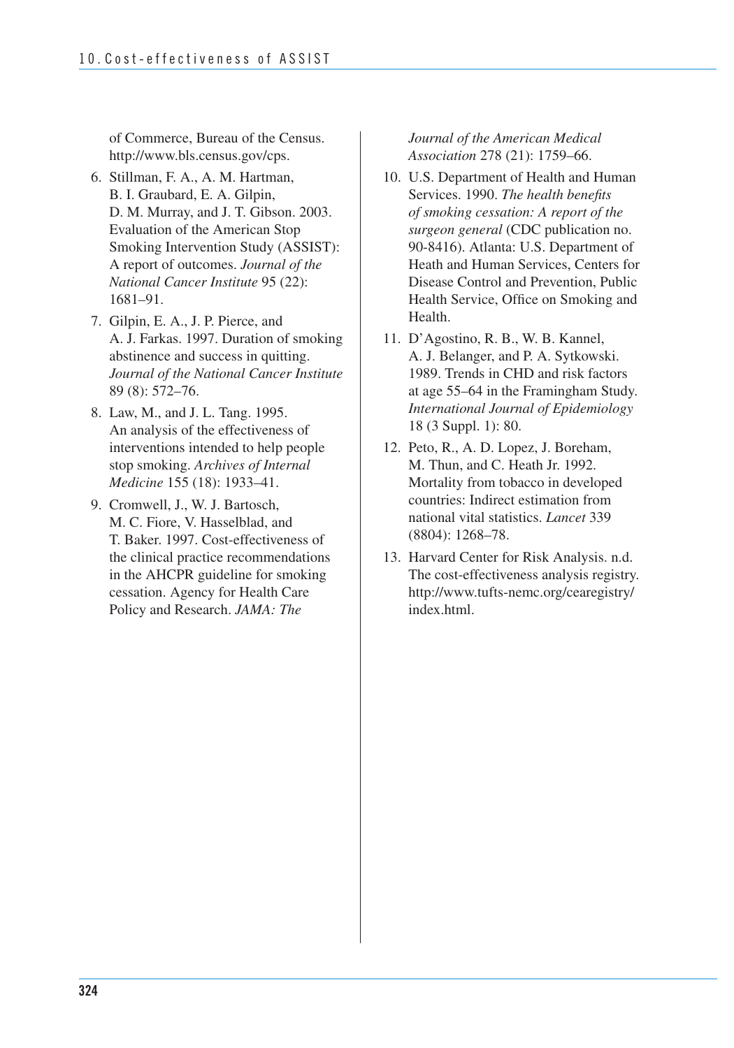of Commerce, Bureau of the Census. http://www.bls.census.gov/cps.

6. Stillman, F. A., A. M. Hartman, B. I. Graubard, E. A. Gilpin, D. M. Murray, and J. T. Gibson. 2003. Evaluation of the American Stop Smoking Intervention Study (ASSIST): A report of outcomes. *Journal of the National Cancer Institute* 95 (22): 1681–91.
7. Gilpin, E. A., J. P. Pierce, and A. J. Farkas. 1997. Duration of smoking abstinence and success in quitting. *Journal of the National Cancer Institute* 89 (8): 572–76.
8. Law, M., and J. L. Tang. 1995. An analysis of the effectiveness of interventions intended to help people stop smoking. *Archives of Internal Medicine* 155 (18): 1933–41.
9. Cromwell, J., W. J. Bartosch, M. C. Fiore, V. Hasselblad, and T. Baker. 1997. Cost-effectiveness of the clinical practice recommendations in the AHCPR guideline for smoking cessation. Agency for Health Care Policy and Research. *JAMA: The Journal of the American Medical Association* 278 (21): 1759–66.
10. U.S. Department of Health and Human Services. 1990. *The health benefits of smoking cessation: A report of the surgeon general* (CDC publication no. 90-8416). Atlanta: U.S. Department of Heath and Human Services, Centers for Disease Control and Prevention, Public Health Service, Office on Smoking and Health.
11. D'Agostino, R. B., W. B. Kannel, A. J. Belanger, and P. A. Sytkowski. 1989. Trends in CHD and risk factors at age 55–64 in the Framingham Study. *International Journal of Epidemiology* 18 (3 Suppl. 1): 80.
12. Peto, R., A. D. Lopez, J. Boreham, M. Thun, and C. Heath Jr. 1992. Mortality from tobacco in developed countries: Indirect estimation from national vital statistics. *Lancet* 339 (8804): 1268–78.
13. Harvard Center for Risk Analysis. n.d. The cost-effectiveness analysis registry. http://www.tufts-nemc.org/cearegistry/index.html.